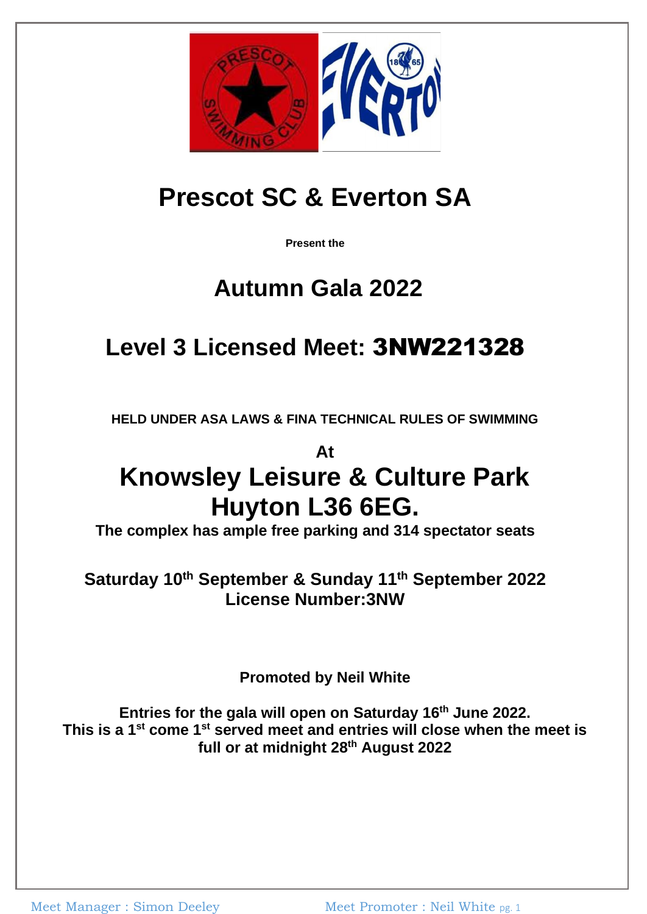# Prescot SC & Everton SA

**Present the**

## Autumn Gala 2022

## Level 3 Licensed Meet: 3NW221328

**HELD UNDER ASA LAWS & FINA TECHNICAL RULES OF SWIMMING**

**At**

# Knowsley Leisure & Culture Park Huyton L36 6EG.

**The complex has ample free parking and 314 spectator seats**

**Saturday 10th September & Sunday 11th September 2022**
**License Number:3NW**

**Promoted by Neil White**

**Entries for the gala will open on Saturday 16th June 2022. This is a 1st come 1st served meet and entries will close when the meet is full or at midnight 28th August 2022**

Meet Manager : Simon Deeley    Meet Promoter : Neil White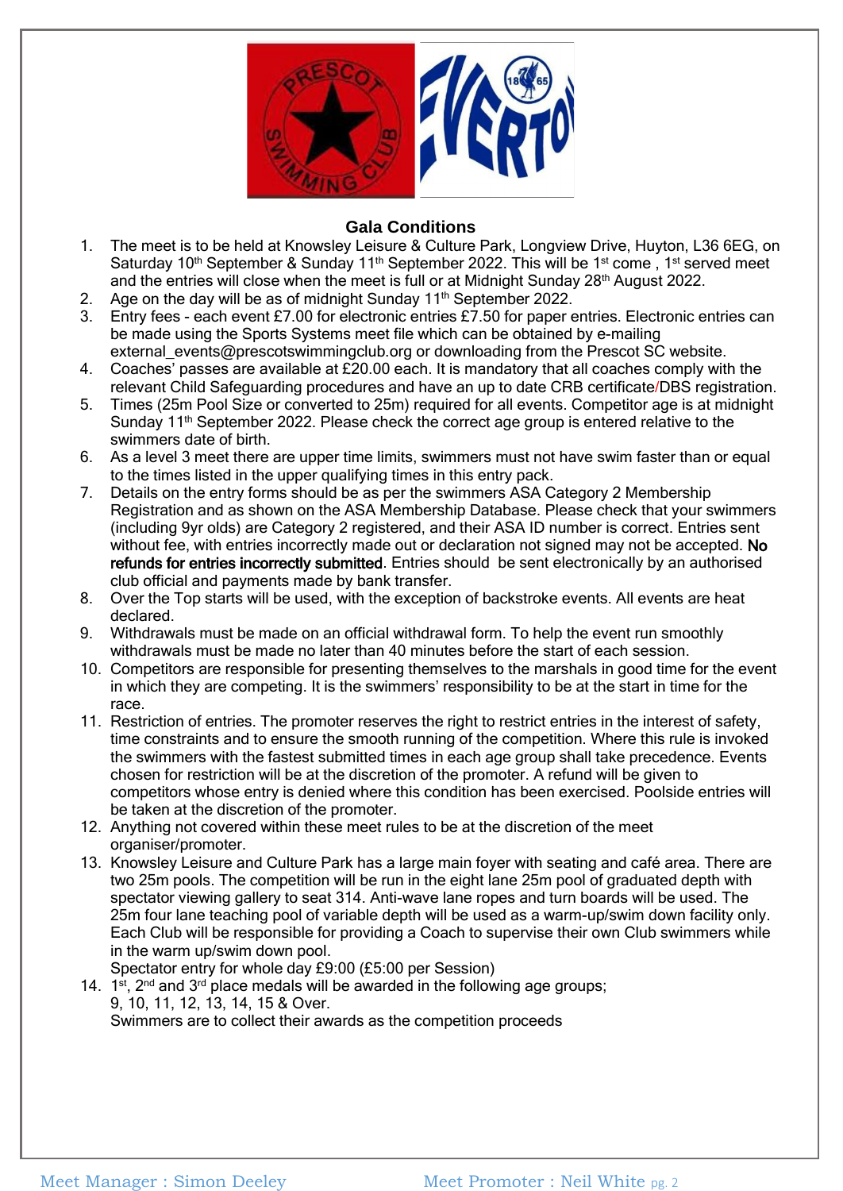## Gala Conditions

1. The meet is to be held at Knowsley Leisure & Culture Park, Longview Drive, Huyton, L36 6EG, on Saturday 10th September & Sunday 11th September 2022. This will be 1st come , 1st served meet and the entries will close when the meet is full or at Midnight Sunday 28th August 2022.
2. Age on the day will be as of midnight Sunday 11th September 2022.
3. Entry fees - each event £7.00 for electronic entries £7.50 for paper entries. Electronic entries can be made using the Sports Systems meet file which can be obtained by e-mailing external_events@prescotswimmingclub.org or downloading from the Prescot SC website.
4. Coaches' passes are available at £20.00 each. It is mandatory that all coaches comply with the relevant Child Safeguarding procedures and have an up to date CRB certificate/DBS registration.
5. Times (25m Pool Size or converted to 25m) required for all events. Competitor age is at midnight Sunday 11th September 2022. Please check the correct age group is entered relative to the swimmers date of birth.
6. As a level 3 meet there are upper time limits, swimmers must not have swim faster than or equal to the times listed in the upper qualifying times in this entry pack.
7. Details on the entry forms should be as per the swimmers ASA Category 2 Membership Registration and as shown on the ASA Membership Database. Please check that your swimmers (including 9yr olds) are Category 2 registered, and their ASA ID number is correct. Entries sent without fee, with entries incorrectly made out or declaration not signed may not be accepted. **No refunds for entries incorrectly submitted**. Entries should be sent electronically by an authorised club official and payments made by bank transfer.
8. Over the Top starts will be used, with the exception of backstroke events. All events are heat declared.
9. Withdrawals must be made on an official withdrawal form. To help the event run smoothly withdrawals must be made no later than 40 minutes before the start of each session.
10. Competitors are responsible for presenting themselves to the marshals in good time for the event in which they are competing. It is the swimmers' responsibility to be at the start in time for the race.
11. Restriction of entries. The promoter reserves the right to restrict entries in the interest of safety, time constraints and to ensure the smooth running of the competition. Where this rule is invoked the swimmers with the fastest submitted times in each age group shall take precedence. Events chosen for restriction will be at the discretion of the promoter. A refund will be given to competitors whose entry is denied where this condition has been exercised. Poolside entries will be taken at the discretion of the promoter.
12. Anything not covered within these meet rules to be at the discretion of the meet organiser/promoter.
13. Knowsley Leisure and Culture Park has a large main foyer with seating and café area. There are two 25m pools. The competition will be run in the eight lane 25m pool of graduated depth with spectator viewing gallery to seat 314. Anti-wave lane ropes and turn boards will be used. The 25m four lane teaching pool of variable depth will be used as a warm-up/swim down facility only. Each Club will be responsible for providing a Coach to supervise their own Club swimmers while in the warm up/swim down pool.
    Spectator entry for whole day £9:00 (£5:00 per Session)
14. 1st, 2nd and 3rd place medals will be awarded in the following age groups;
    9, 10, 11, 12, 13, 14, 15 & Over.
    Swimmers are to collect their awards as the competition proceeds

Meet Manager : Simon Deeley

Meet Promoter : Neil White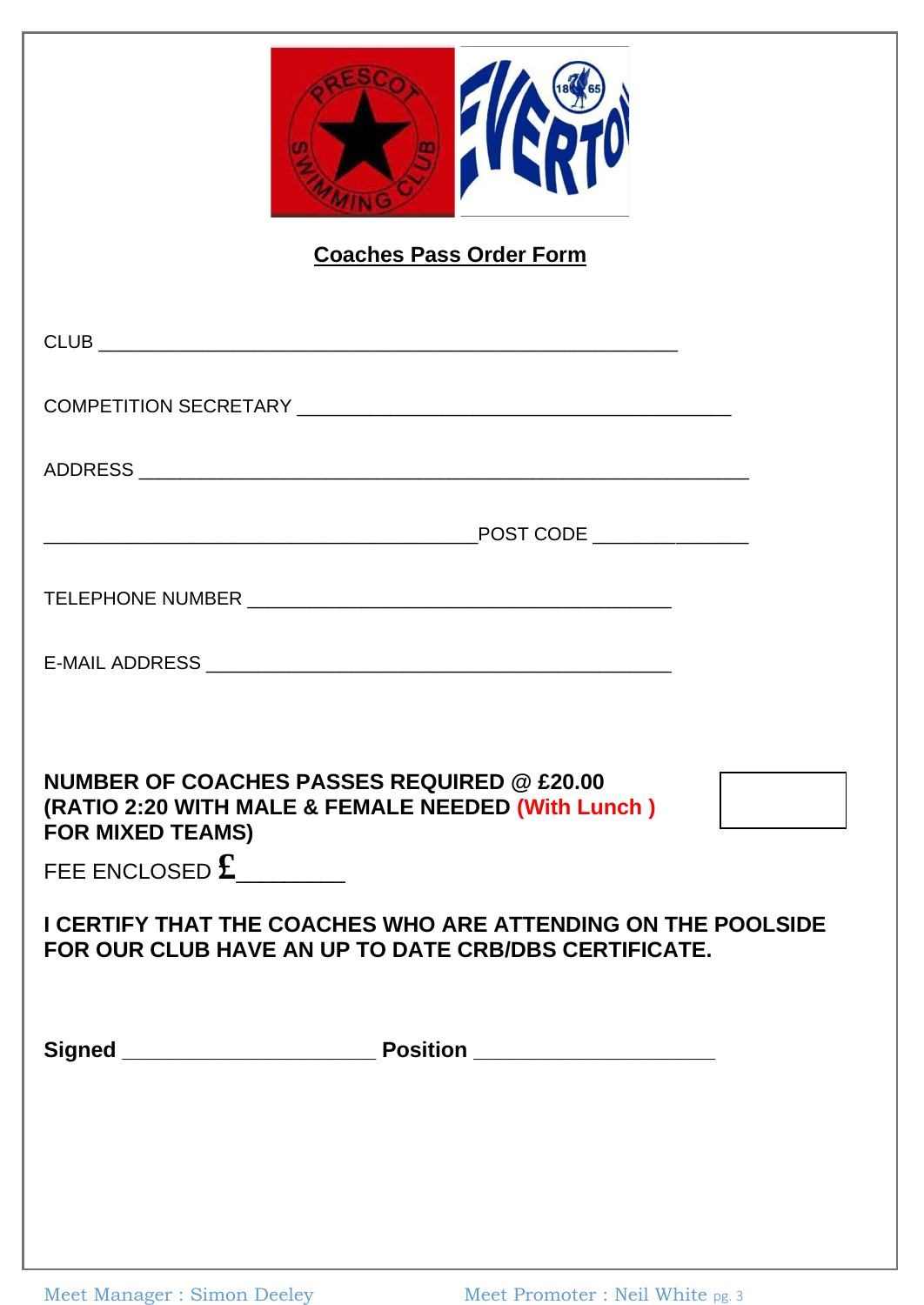## Coaches Pass Order Form

CLUB ________________________________________________________

COMPETITION SECRETARY ___________________________________________

ADDRESS ____________________________________________________________

__________________________________________ POST CODE _______________

TELEPHONE NUMBER _________________________________________

E-MAIL ADDRESS _____________________________________________

**NUMBER OF COACHES PASSES REQUIRED @ £20.00**
**(RATIO 2:20 WITH MALE & FEMALE NEEDED (With Lunch )**
**FOR MIXED TEAMS)**

FEE ENCLOSED £_________

**I CERTIFY THAT THE COACHES WHO ARE ATTENDING ON THE POOLSIDE FOR OUR CLUB HAVE AN UP TO DATE CRB/DBS CERTIFICATE.**

**Signed** _______________________ **Position** ______________________

Meet Manager : Simon Deeley

Meet Promoter : Neil White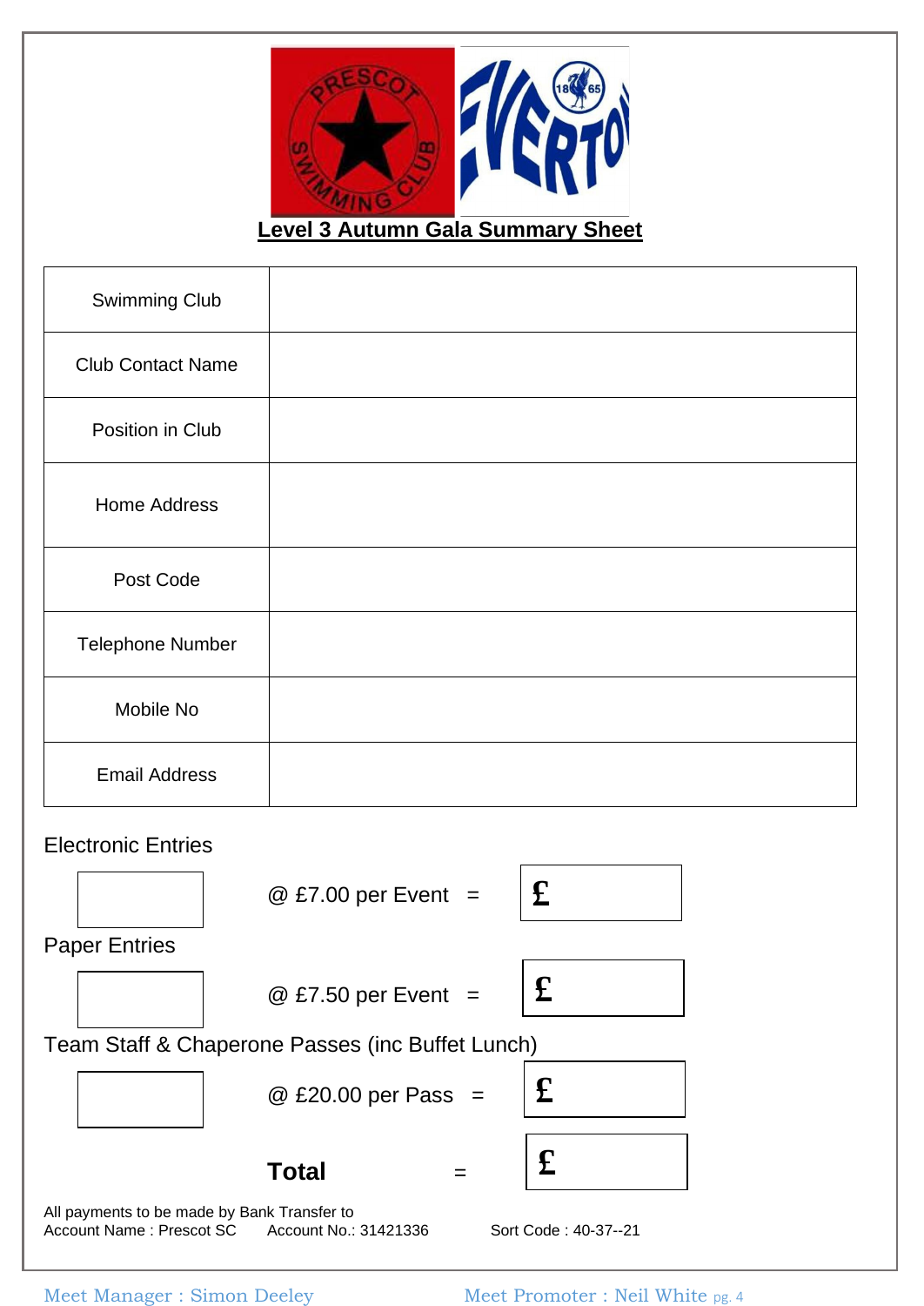## Level 3 Autumn Gala Summary Sheet

| | |
|---|---|
| Swimming Club | |
| Club Contact Name | |
| Position in Club | |
| Home Address | |
| Post Code | |
| Telephone Number | |
| Mobile No | |
| Email Address | |

Electronic Entries

[ ] @ £7.00 per Event = £

Paper Entries

[ ] @ £7.50 per Event = £

Team Staff & Chaperone Passes (inc Buffet Lunch)

[ ] @ £20.00 per Pass = £

**Total** = £

All payments to be made by Bank Transfer to
Account Name : Prescot SC     Account No.: 31421336     Sort Code : 40-37--21

Meet Manager : Simon Deeley     Meet Promoter : Neil White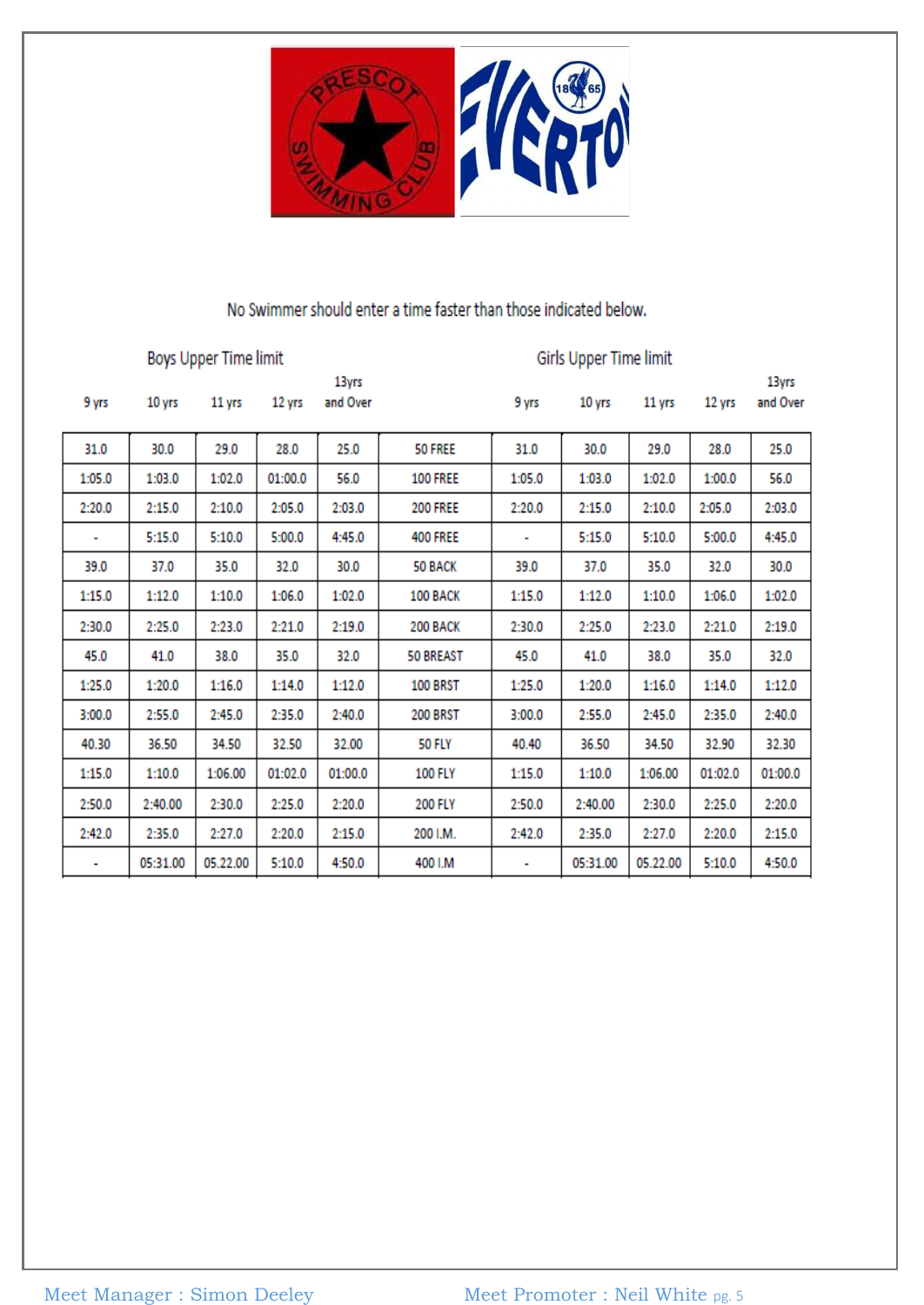No Swimmer should enter a time faster than those indicated below.

| Boys Upper Time limit | | | | | | Girls Upper Time limit | | | | |
|---|---|---|---|---|---|---|---|---|---|---|
| 9 yrs | 10 yrs | 11 yrs | 12 yrs | 13yrs and Over | | 9 yrs | 10 yrs | 11 yrs | 12 yrs | 13yrs and Over |
| 31.0 | 30.0 | 29.0 | 28.0 | 25.0 | 50 FREE | 31.0 | 30.0 | 29.0 | 28.0 | 25.0 |
| 1:05.0 | 1:03.0 | 1:02.0 | 01:00.0 | 56.0 | 100 FREE | 1:05.0 | 1:03.0 | 1:02.0 | 1:00.0 | 56.0 |
| 2:20.0 | 2:15.0 | 2:10.0 | 2:05.0 | 2:03.0 | 200 FREE | 2:20.0 | 2:15.0 | 2:10.0 | 2:05.0 | 2:03.0 |
| - | 5:15.0 | 5:10.0 | 5:00.0 | 4:45.0 | 400 FREE | - | 5:15.0 | 5:10.0 | 5:00.0 | 4:45.0 |
| 39.0 | 37.0 | 35.0 | 32.0 | 30.0 | 50 BACK | 39.0 | 37.0 | 35.0 | 32.0 | 30.0 |
| 1:15.0 | 1:12.0 | 1:10.0 | 1:06.0 | 1:02.0 | 100 BACK | 1:15.0 | 1:12.0 | 1:10.0 | 1:06.0 | 1:02.0 |
| 2:30.0 | 2:25.0 | 2:23.0 | 2:21.0 | 2:19.0 | 200 BACK | 2:30.0 | 2:25.0 | 2:23.0 | 2:21.0 | 2:19.0 |
| 45.0 | 41.0 | 38.0 | 35.0 | 32.0 | 50 BREAST | 45.0 | 41.0 | 38.0 | 35.0 | 32.0 |
| 1:25.0 | 1:20.0 | 1:16.0 | 1:14.0 | 1:12.0 | 100 BRST | 1:25.0 | 1:20.0 | 1:16.0 | 1:14.0 | 1:12.0 |
| 3:00.0 | 2:55.0 | 2:45.0 | 2:35.0 | 2:40.0 | 200 BRST | 3:00.0 | 2:55.0 | 2:45.0 | 2:35.0 | 2:40.0 |
| 40.30 | 36.50 | 34.50 | 32.50 | 32.00 | 50 FLY | 40.40 | 36.50 | 34.50 | 32.90 | 32.30 |
| 1:15.0 | 1:10.0 | 1:06.00 | 01:02.0 | 01:00.0 | 100 FLY | 1:15.0 | 1:10.0 | 1:06.00 | 01:02.0 | 01:00.0 |
| 2:50.0 | 2:40.00 | 2:30.0 | 2:25.0 | 2:20.0 | 200 FLY | 2:50.0 | 2:40.00 | 2:30.0 | 2:25.0 | 2:20.0 |
| 2:42.0 | 2:35.0 | 2:27.0 | 2:20.0 | 2:15.0 | 200 I.M. | 2:42.0 | 2:35.0 | 2:27.0 | 2:20.0 | 2:15.0 |
| - | 05:31.00 | 05.22.00 | 5:10.0 | 4:50.0 | 400 I.M | - | 05:31.00 | 05.22.00 | 5:10.0 | 4:50.0 |

Meet Manager : Simon Deeley Meet Promoter : Neil White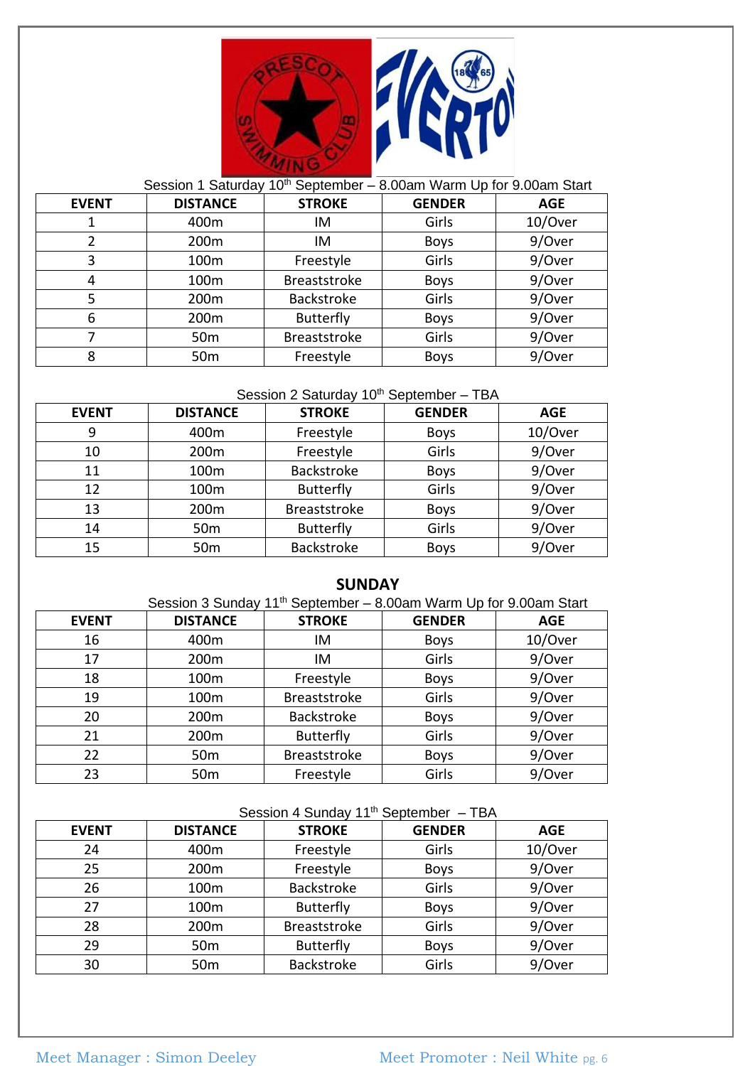Session 1 Saturday 10th September – 8.00am Warm Up for 9.00am Start

| EVENT | DISTANCE | STROKE | GENDER | AGE |
|---|---|---|---|---|
| 1 | 400m | IM | Girls | 10/Over |
| 2 | 200m | IM | Boys | 9/Over |
| 3 | 100m | Freestyle | Girls | 9/Over |
| 4 | 100m | Breaststroke | Boys | 9/Over |
| 5 | 200m | Backstroke | Girls | 9/Over |
| 6 | 200m | Butterfly | Boys | 9/Over |
| 7 | 50m | Breaststroke | Girls | 9/Over |
| 8 | 50m | Freestyle | Boys | 9/Over |

Session 2 Saturday 10th September – TBA

| EVENT | DISTANCE | STROKE | GENDER | AGE |
|---|---|---|---|---|
| 9 | 400m | Freestyle | Boys | 10/Over |
| 10 | 200m | Freestyle | Girls | 9/Over |
| 11 | 100m | Backstroke | Boys | 9/Over |
| 12 | 100m | Butterfly | Girls | 9/Over |
| 13 | 200m | Breaststroke | Boys | 9/Over |
| 14 | 50m | Butterfly | Girls | 9/Over |
| 15 | 50m | Backstroke | Boys | 9/Over |

## SUNDAY

Session 3 Sunday 11th September – 8.00am Warm Up for 9.00am Start

| EVENT | DISTANCE | STROKE | GENDER | AGE |
|---|---|---|---|---|
| 16 | 400m | IM | Boys | 10/Over |
| 17 | 200m | IM | Girls | 9/Over |
| 18 | 100m | Freestyle | Boys | 9/Over |
| 19 | 100m | Breaststroke | Girls | 9/Over |
| 20 | 200m | Backstroke | Boys | 9/Over |
| 21 | 200m | Butterfly | Girls | 9/Over |
| 22 | 50m | Breaststroke | Boys | 9/Over |
| 23 | 50m | Freestyle | Girls | 9/Over |

Session 4 Sunday 11th September – TBA

| EVENT | DISTANCE | STROKE | GENDER | AGE |
|---|---|---|---|---|
| 24 | 400m | Freestyle | Girls | 10/Over |
| 25 | 200m | Freestyle | Boys | 9/Over |
| 26 | 100m | Backstroke | Girls | 9/Over |
| 27 | 100m | Butterfly | Boys | 9/Over |
| 28 | 200m | Breaststroke | Girls | 9/Over |
| 29 | 50m | Butterfly | Boys | 9/Over |
| 30 | 50m | Backstroke | Girls | 9/Over |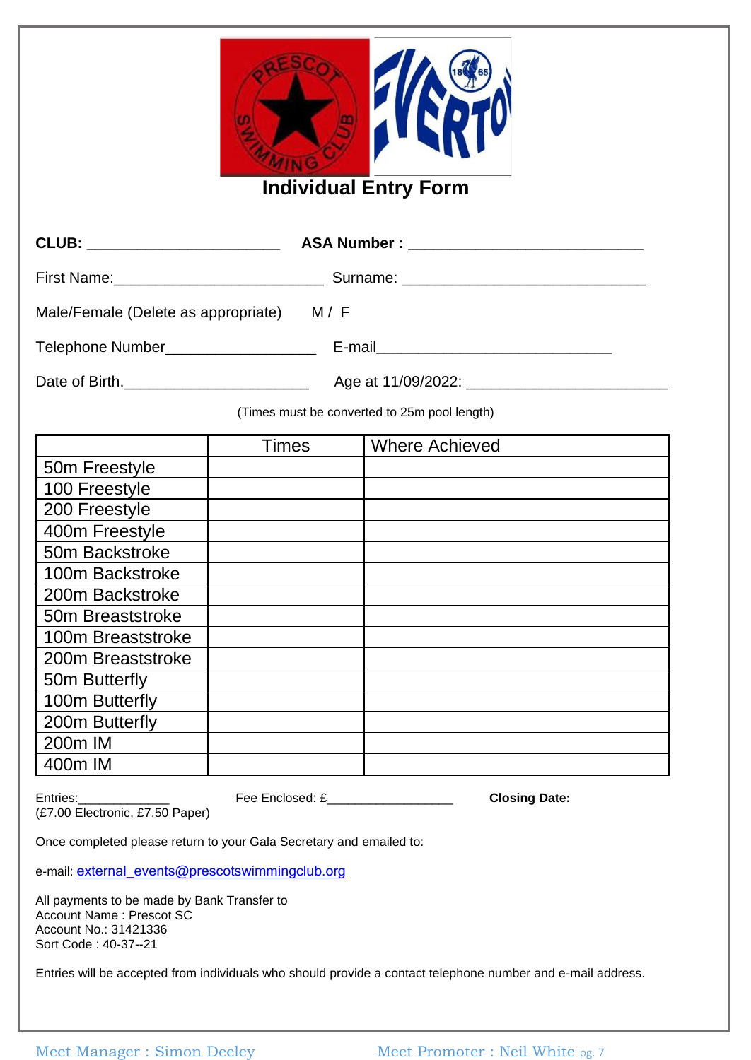# Individual Entry Form

**CLUB:** ______________________ **ASA Number :** ___________________________

First Name:________________________ Surname: _____________________________

Male/Female (Delete as appropriate) M / F

Telephone Number_________________ E-mail___________________________

Date of Birth.______________________ Age at 11/09/2022: _______________________

(Times must be converted to 25m pool length)

| | Times | Where Achieved |
|---|---|---|
| 50m Freestyle | | |
| 100 Freestyle | | |
| 200 Freestyle | | |
| 400m Freestyle | | |
| 50m Backstroke | | |
| 100m Backstroke | | |
| 200m Backstroke | | |
| 50m Breaststroke | | |
| 100m Breaststroke | | |
| 200m Breaststroke | | |
| 50m Butterfly | | |
| 100m Butterfly | | |
| 200m Butterfly | | |
| 200m IM | | |
| 400m IM | | |

Entries:_____________ Fee Enclosed: £_________________ **Closing Date:**
(£7.00 Electronic, £7.50 Paper)

Once completed please return to your Gala Secretary and emailed to:

e-mail: external_events@prescotswimmingclub.org

All payments to be made by Bank Transfer to
Account Name : Prescot SC
Account No.: 31421336
Sort Code : 40-37--21

Entries will be accepted from individuals who should provide a contact telephone number and e-mail address.

Meet Manager : Simon Deeley Meet Promoter : Neil White